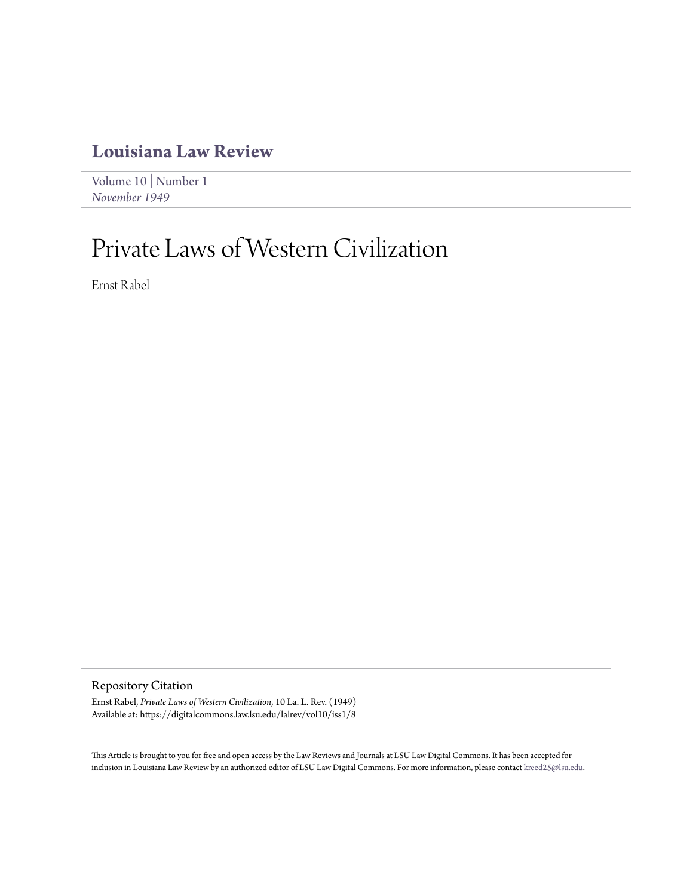# Louisiana Law Review

Volume 10 | Number 1
*November 1949*

# Private Laws of Western Civilization

Ernst Rabel

## Repository Citation

Ernst Rabel, *Private Laws of Western Civilization*, 10 La. L. Rev. (1949)
Available at: https://digitalcommons.law.lsu.edu/lalrev/vol10/iss1/8

This Article is brought to you for free and open access by the Law Reviews and Journals at LSU Law Digital Commons. It has been accepted for inclusion in Louisiana Law Review by an authorized editor of LSU Law Digital Commons. For more information, please contact kreed25@lsu.edu.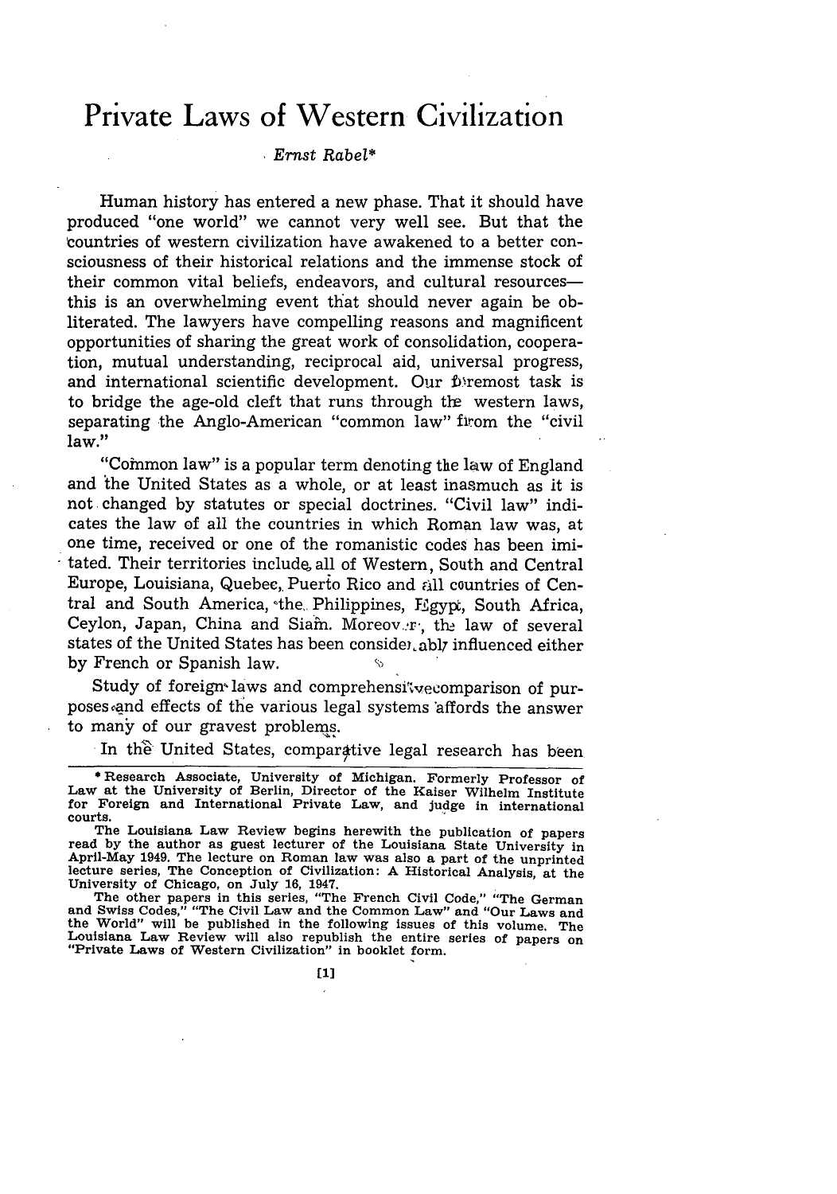# Private Laws of Western Civilization

*Ernst Rabel**

Human history has entered a new phase. That it should have produced "one world" we cannot very well see. But that the countries of western civilization have awakened to a better consciousness of their historical relations and the immense stock of their common vital beliefs, endeavors, and cultural resources—this is an overwhelming event that should never again be obliterated. The lawyers have compelling reasons and magnificent opportunities of sharing the great work of consolidation, cooperation, mutual understanding, reciprocal aid, universal progress, and international scientific development. Our foremost task is to bridge the age-old cleft that runs through the western laws, separating the Anglo-American "common law" from the "civil law."

"Common law" is a popular term denoting the law of England and the United States as a whole, or at least inasmuch as it is not changed by statutes or special doctrines. "Civil law" indicates the law of all the countries in which Roman law was, at one time, received or one of the romanistic codes has been imitated. Their territories include all of Western, South and Central Europe, Louisiana, Quebec, Puerto Rico and all countries of Central and South America, the Philippines, Egypt, South Africa, Ceylon, Japan, China and Siam. Moreover, the law of several states of the United States has been considerably influenced either by French or Spanish law.

Study of foreign laws and comprehensive comparison of purposes and effects of the various legal systems affords the answer to many of our gravest problems.

In the United States, comparative legal research has been

---

\* Research Associate, University of Michigan. Formerly Professor of Law at the University of Berlin, Director of the Kaiser Wilhelm Institute for Foreign and International Private Law, and judge in international courts.

The Louisiana Law Review begins herewith the publication of papers read by the author as guest lecturer of the Louisiana State University in April-May 1949. The lecture on Roman law was also a part of the unprinted lecture series, The Conception of Civilization: A Historical Analysis, at the University of Chicago, on July 16, 1947.

The other papers in this series, "The French Civil Code," "The German and Swiss Codes," "The Civil Law and the Common Law" and "Our Laws and the World" will be published in the following issues of this volume. The Louisiana Law Review will also republish the entire series of papers on "Private Laws of Western Civilization" in booklet form.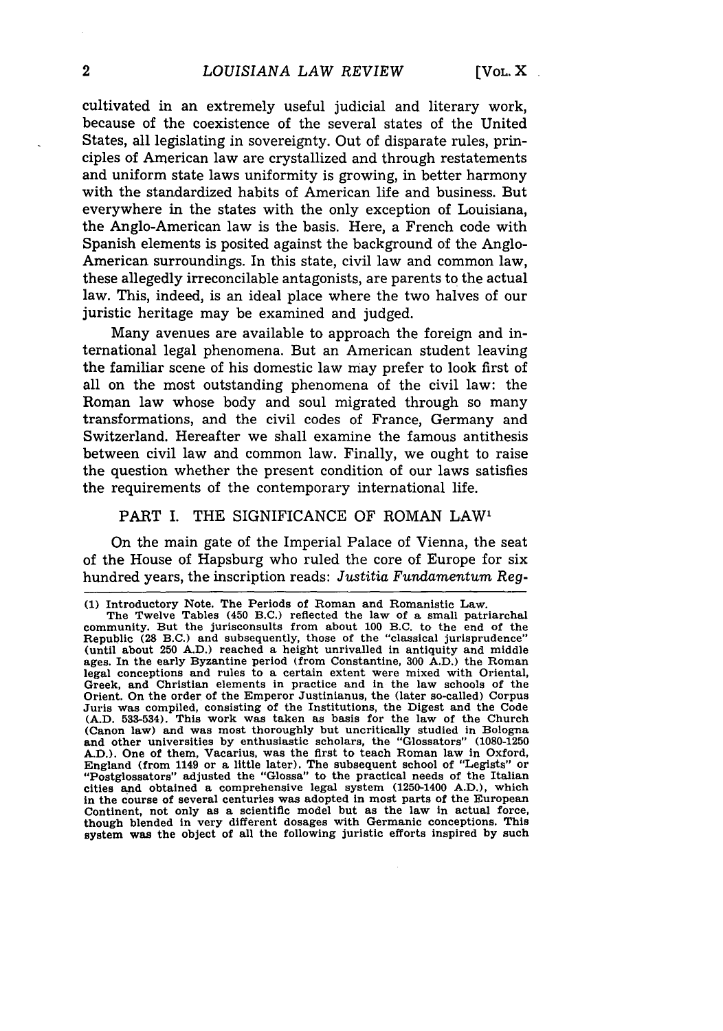cultivated in an extremely useful judicial and literary work, because of the coexistence of the several states of the United States, all legislating in sovereignty. Out of disparate rules, principles of American law are crystallized and through restatements and uniform state laws uniformity is growing, in better harmony with the standardized habits of American life and business. But everywhere in the states with the only exception of Louisiana, the Anglo-American law is the basis. Here, a French code with Spanish elements is posited against the background of the Anglo-American surroundings. In this state, civil law and common law, these allegedly irreconcilable antagonists, are parents to the actual law. This, indeed, is an ideal place where the two halves of our juristic heritage may be examined and judged.

Many avenues are available to approach the foreign and international legal phenomena. But an American student leaving the familiar scene of his domestic law may prefer to look first of all on the most outstanding phenomena of the civil law: the Roman law whose body and soul migrated through so many transformations, and the civil codes of France, Germany and Switzerland. Hereafter we shall examine the famous antithesis between civil law and common law. Finally, we ought to raise the question whether the present condition of our laws satisfies the requirements of the contemporary international life.

## PART I. THE SIGNIFICANCE OF ROMAN LAW[1]

On the main gate of the Imperial Palace of Vienna, the seat of the House of Hapsburg who ruled the core of Europe for six hundred years, the inscription reads: *Justitia Fundamentum Reg-*

---

(1) Introductory Note. The Periods of Roman and Romanistic Law.
The Twelve Tables (450 B.C.) reflected the law of a small patriarchal community. But the jurisconsults from about 100 B.C. to the end of the Republic (28 B.C.) and subsequently, those of the "classical jurisprudence" (until about 250 A.D.) reached a height unrivalled in antiquity and middle ages. In the early Byzantine period (from Constantine, 300 A.D.) the Roman legal conceptions and rules to a certain extent were mixed with Oriental, Greek, and Christian elements in practice and in the law schools of the Orient. On the order of the Emperor Justinianus, the (later so-called) Corpus Juris was compiled, consisting of the Institutions, the Digest and the Code (A.D. 533-534). This work was taken as basis for the law of the Church (Canon law) and was most thoroughly but uncritically studied in Bologna and other universities by enthusiastic scholars, the "Glossators" (1080-1250 A.D.). One of them, Vacarius, was the first to teach Roman law in Oxford, England (from 1149 or a little later). The subsequent school of "Legists" or "Postglossators" adjusted the "Glossa" to the practical needs of the Italian cities and obtained a comprehensive legal system (1250-1400 A.D.), which in the course of several centuries was adopted in most parts of the European Continent, not only as a scientific model but as the law in actual force, though blended in very different dosages with Germanic conceptions. This system was the object of all the following juristic efforts inspired by such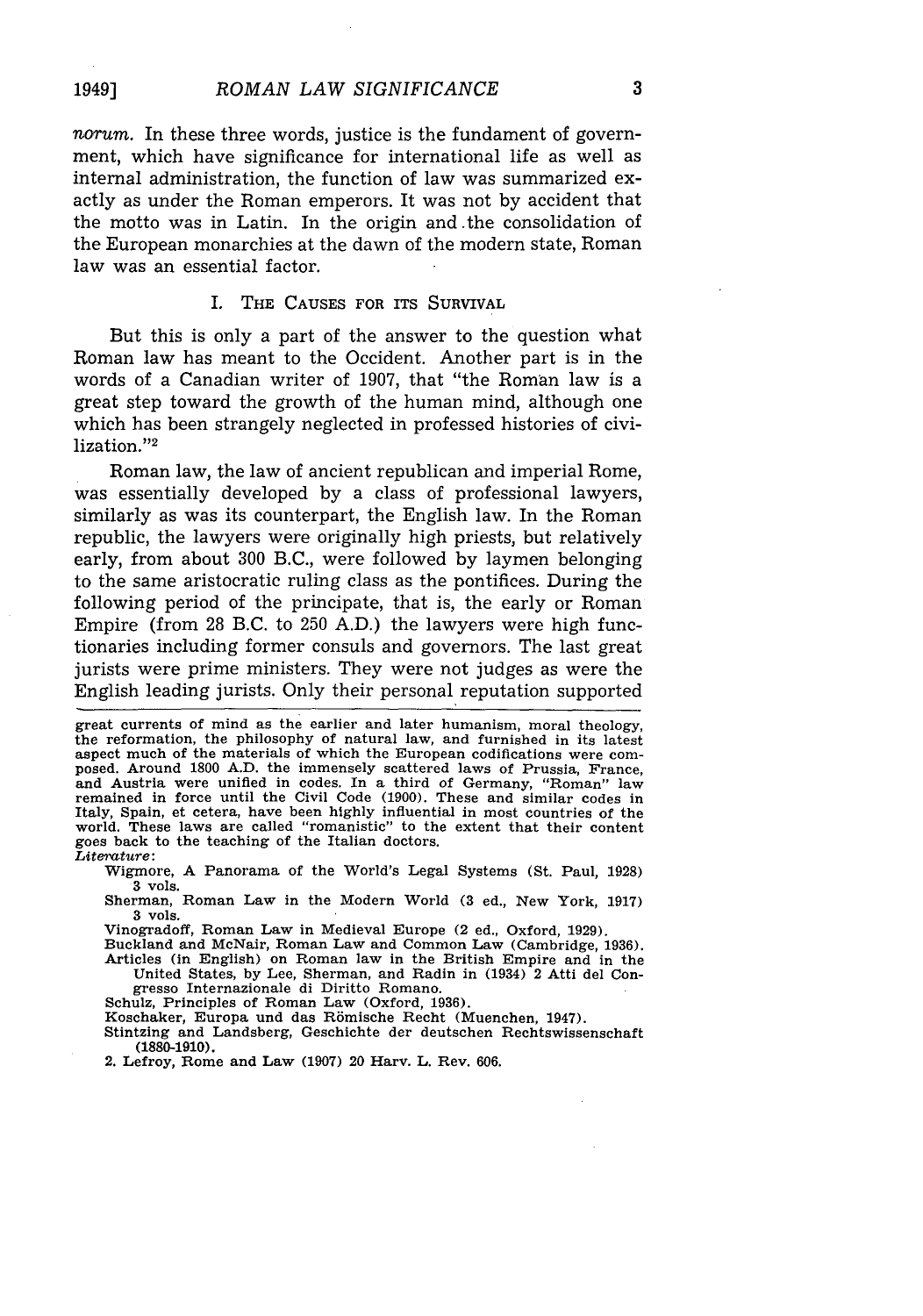*norum*. In these three words, justice is the fundament of government, which have significance for international life as well as internal administration, the function of law was summarized exactly as under the Roman emperors. It was not by accident that the motto was in Latin. In the origin and the consolidation of the European monarchies at the dawn of the modern state, Roman law was an essential factor.

## I. The Causes for its Survival

But this is only a part of the answer to the question what Roman law has meant to the Occident. Another part is in the words of a Canadian writer of 1907, that "the Roman law is a great step toward the growth of the human mind, although one which has been strangely neglected in professed histories of civilization."[2]

Roman law, the law of ancient republican and imperial Rome, was essentially developed by a class of professional lawyers, similarly as was its counterpart, the English law. In the Roman republic, the lawyers were originally high priests, but relatively early, from about 300 B.C., were followed by laymen belonging to the same aristocratic ruling class as the pontifices. During the following period of the principate, that is, the early or Roman Empire (from 28 B.C. to 250 A.D.) the lawyers were high functionaries including former consuls and governors. The last great jurists were prime ministers. They were not judges as were the English leading jurists. Only their personal reputation supported

---

great currents of mind as the earlier and later humanism, moral theology, the reformation, the philosophy of natural law, and furnished in its latest aspect much of the materials of which the European codifications were composed. Around 1800 A.D. the immensely scattered laws of Prussia, France, and Austria were unified in codes. In a third of Germany, "Roman" law remained in force until the Civil Code (1900). These and similar codes in Italy, Spain, et cetera, have been highly influential in most countries of the world. These laws are called "romanistic" to the extent that their content goes back to the teaching of the Italian doctors.

*Literature*:

Wigmore, A Panorama of the World's Legal Systems (St. Paul, 1928) 3 vols.

Sherman, Roman Law in the Modern World (3 ed., New York, 1917) 3 vols.

Vinogradoff, Roman Law in Medieval Europe (2 ed., Oxford, 1929).

Buckland and McNair, Roman Law and Common Law (Cambridge, 1936).

Articles (in English) on Roman law in the British Empire and in the United States, by Lee, Sherman, and Radin in (1934) 2 Atti del Congresso Internazionale di Diritto Romano.

Schulz, Principles of Roman Law (Oxford, 1936).

Koschaker, Europa und das Römische Recht (Muenchen, 1947).

Stintzing and Landsberg, Geschichte der deutschen Rechtswissenschaft (1880-1910).

2. Lefroy, Rome and Law (1907) 20 Harv. L. Rev. 606.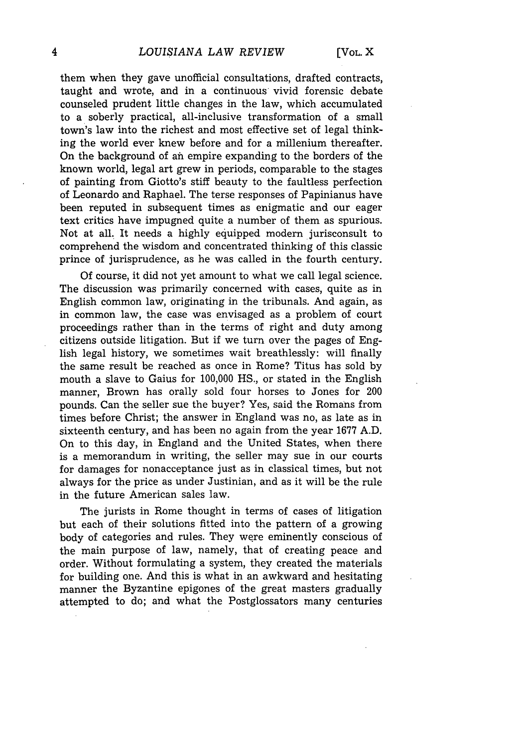them when they gave unofficial consultations, drafted contracts, taught and wrote, and in a continuous vivid forensic debate counseled prudent little changes in the law, which accumulated to a soberly practical, all-inclusive transformation of a small town's law into the richest and most effective set of legal thinking the world ever knew before and for a millenium thereafter. On the background of an empire expanding to the borders of the known world, legal art grew in periods, comparable to the stages of painting from Giotto's stiff beauty to the faultless perfection of Leonardo and Raphael. The terse responses of Papinianus have been reputed in subsequent times as enigmatic and our eager text critics have impugned quite a number of them as spurious. Not at all. It needs a highly equipped modern jurisconsult to comprehend the wisdom and concentrated thinking of this classic prince of jurisprudence, as he was called in the fourth century.

Of course, it did not yet amount to what we call legal science. The discussion was primarily concerned with cases, quite as in English common law, originating in the tribunals. And again, as in common law, the case was envisaged as a problem of court proceedings rather than in the terms of right and duty among citizens outside litigation. But if we turn over the pages of English legal history, we sometimes wait breathlessly: will finally the same result be reached as once in Rome? Titus has sold by mouth a slave to Gaius for 100,000 HS., or stated in the English manner, Brown has orally sold four horses to Jones for 200 pounds. Can the seller sue the buyer? Yes, said the Romans from times before Christ; the answer in England was no, as late as in sixteenth century, and has been no again from the year 1677 A.D. On to this day, in England and the United States, when there is a memorandum in writing, the seller may sue in our courts for damages for nonacceptance just as in classical times, but not always for the price as under Justinian, and as it will be the rule in the future American sales law.

The jurists in Rome thought in terms of cases of litigation but each of their solutions fitted into the pattern of a growing body of categories and rules. They were eminently conscious of the main purpose of law, namely, that of creating peace and order. Without formulating a system, they created the materials for building one. And this is what in an awkward and hesitating manner the Byzantine epigones of the great masters gradually attempted to do; and what the Postglossators many centuries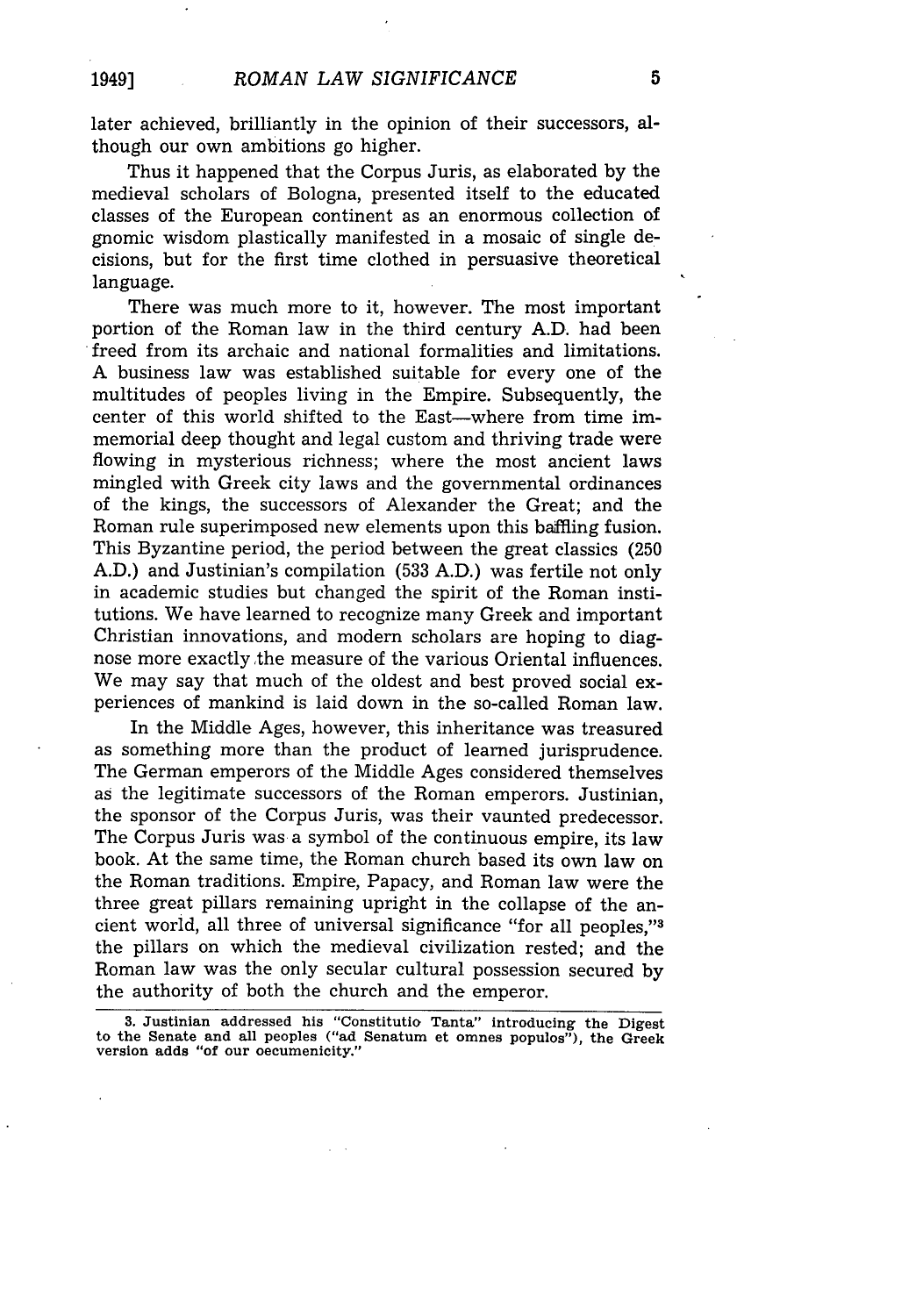later achieved, brilliantly in the opinion of their successors, although our own ambitions go higher.

Thus it happened that the Corpus Juris, as elaborated by the medieval scholars of Bologna, presented itself to the educated classes of the European continent as an enormous collection of gnomic wisdom plastically manifested in a mosaic of single decisions, but for the first time clothed in persuasive theoretical language.

There was much more to it, however. The most important portion of the Roman law in the third century A.D. had been freed from its archaic and national formalities and limitations. A business law was established suitable for every one of the multitudes of peoples living in the Empire. Subsequently, the center of this world shifted to the East—where from time immemorial deep thought and legal custom and thriving trade were flowing in mysterious richness; where the most ancient laws mingled with Greek city laws and the governmental ordinances of the kings, the successors of Alexander the Great; and the Roman rule superimposed new elements upon this baffling fusion. This Byzantine period, the period between the great classics (250 A.D.) and Justinian's compilation (533 A.D.) was fertile not only in academic studies but changed the spirit of the Roman institutions. We have learned to recognize many Greek and important Christian innovations, and modern scholars are hoping to diagnose more exactly the measure of the various Oriental influences. We may say that much of the oldest and best proved social experiences of mankind is laid down in the so-called Roman law.

In the Middle Ages, however, this inheritance was treasured as something more than the product of learned jurisprudence. The German emperors of the Middle Ages considered themselves as the legitimate successors of the Roman emperors. Justinian, the sponsor of the Corpus Juris, was their vaunted predecessor. The Corpus Juris was a symbol of the continuous empire, its law book. At the same time, the Roman church based its own law on the Roman traditions. Empire, Papacy, and Roman law were the three great pillars remaining upright in the collapse of the ancient world, all three of universal significance "for all peoples,"[3] the pillars on which the medieval civilization rested; and the Roman law was the only secular cultural possession secured by the authority of both the church and the emperor.

3. Justinian addressed his "Constitutio Tanta" introducing the Digest to the Senate and all peoples ("ad Senatum et omnes populos"), the Greek version adds "of our oecumenicity."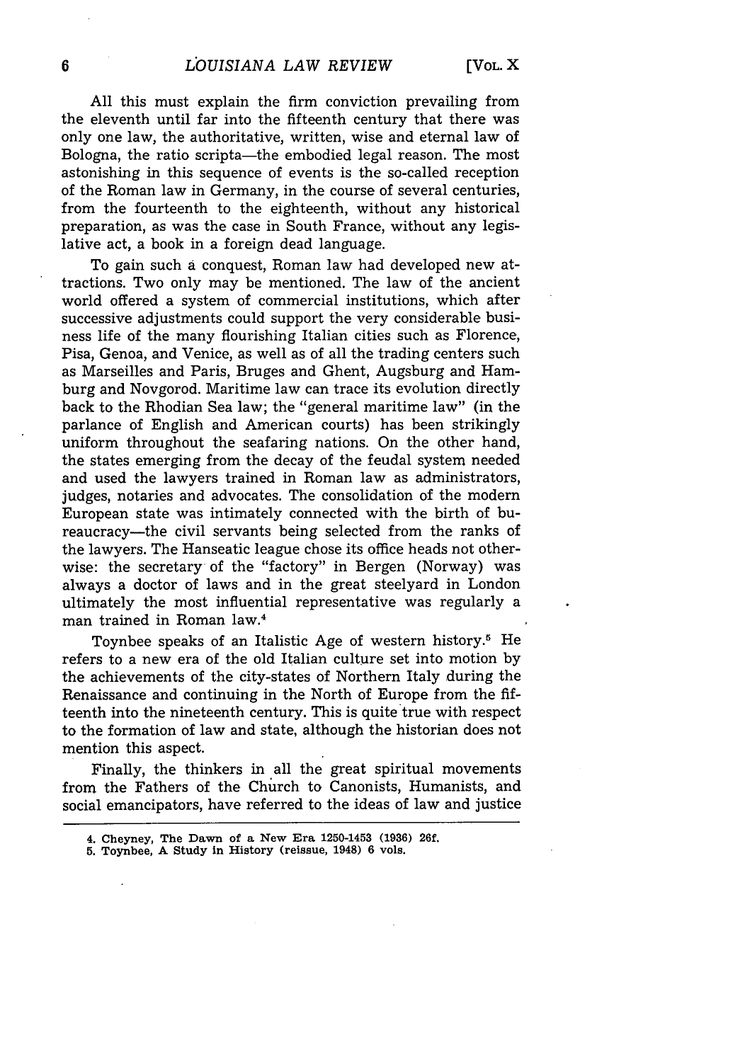All this must explain the firm conviction prevailing from the eleventh until far into the fifteenth century that there was only one law, the authoritative, written, wise and eternal law of Bologna, the ratio scripta—the embodied legal reason. The most astonishing in this sequence of events is the so-called reception of the Roman law in Germany, in the course of several centuries, from the fourteenth to the eighteenth, without any historical preparation, as was the case in South France, without any legislative act, a book in a foreign dead language.

To gain such a conquest, Roman law had developed new attractions. Two only may be mentioned. The law of the ancient world offered a system of commercial institutions, which after successive adjustments could support the very considerable business life of the many flourishing Italian cities such as Florence, Pisa, Genoa, and Venice, as well as of all the trading centers such as Marseilles and Paris, Bruges and Ghent, Augsburg and Hamburg and Novgorod. Maritime law can trace its evolution directly back to the Rhodian Sea law; the "general maritime law" (in the parlance of English and American courts) has been strikingly uniform throughout the seafaring nations. On the other hand, the states emerging from the decay of the feudal system needed and used the lawyers trained in Roman law as administrators, judges, notaries and advocates. The consolidation of the modern European state was intimately connected with the birth of bureaucracy—the civil servants being selected from the ranks of the lawyers. The Hanseatic league chose its office heads not otherwise: the secretary of the "factory" in Bergen (Norway) was always a doctor of laws and in the great steelyard in London ultimately the most influential representative was regularly a man trained in Roman law.[4]

Toynbee speaks of an Italistic Age of western history.[5] He refers to a new era of the old Italian culture set into motion by the achievements of the city-states of Northern Italy during the Renaissance and continuing in the North of Europe from the fifteenth into the nineteenth century. This is quite true with respect to the formation of law and state, although the historian does not mention this aspect.

Finally, the thinkers in all the great spiritual movements from the Fathers of the Church to Canonists, Humanists, and social emancipators, have referred to the ideas of law and justice

---

4. Cheyney, The Dawn of a New Era 1250-1453 (1936) 26f.

5. Toynbee, A Study in History (reissue, 1948) 6 vols.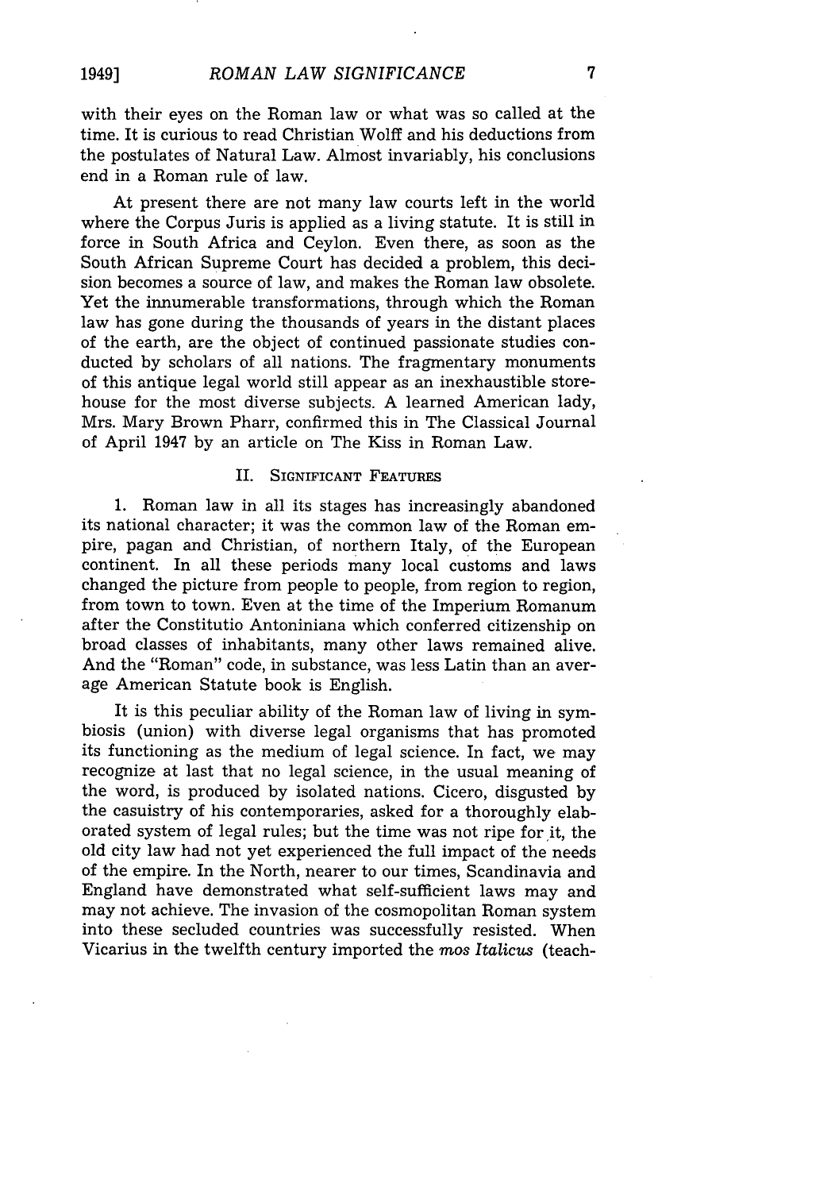with their eyes on the Roman law or what was so called at the time. It is curious to read Christian Wolff and his deductions from the postulates of Natural Law. Almost invariably, his conclusions end in a Roman rule of law.

At present there are not many law courts left in the world where the Corpus Juris is applied as a living statute. It is still in force in South Africa and Ceylon. Even there, as soon as the South African Supreme Court has decided a problem, this decision becomes a source of law, and makes the Roman law obsolete. Yet the innumerable transformations, through which the Roman law has gone during the thousands of years in the distant places of the earth, are the object of continued passionate studies conducted by scholars of all nations. The fragmentary monuments of this antique legal world still appear as an inexhaustible storehouse for the most diverse subjects. A learned American lady, Mrs. Mary Brown Pharr, confirmed this in The Classical Journal of April 1947 by an article on The Kiss in Roman Law.

## II. SIGNIFICANT FEATURES

1. Roman law in all its stages has increasingly abandoned its national character; it was the common law of the Roman empire, pagan and Christian, of northern Italy, of the European continent. In all these periods many local customs and laws changed the picture from people to people, from region to region, from town to town. Even at the time of the Imperium Romanum after the Constitutio Antoniniana which conferred citizenship on broad classes of inhabitants, many other laws remained alive. And the "Roman" code, in substance, was less Latin than an average American Statute book is English.

It is this peculiar ability of the Roman law of living in symbiosis (union) with diverse legal organisms that has promoted its functioning as the medium of legal science. In fact, we may recognize at last that no legal science, in the usual meaning of the word, is produced by isolated nations. Cicero, disgusted by the casuistry of his contemporaries, asked for a thoroughly elaborated system of legal rules; but the time was not ripe for it, the old city law had not yet experienced the full impact of the needs of the empire. In the North, nearer to our times, Scandinavia and England have demonstrated what self-sufficient laws may and may not achieve. The invasion of the cosmopolitan Roman system into these secluded countries was successfully resisted. When Vicarius in the twelfth century imported the *mos Italicus* (teach-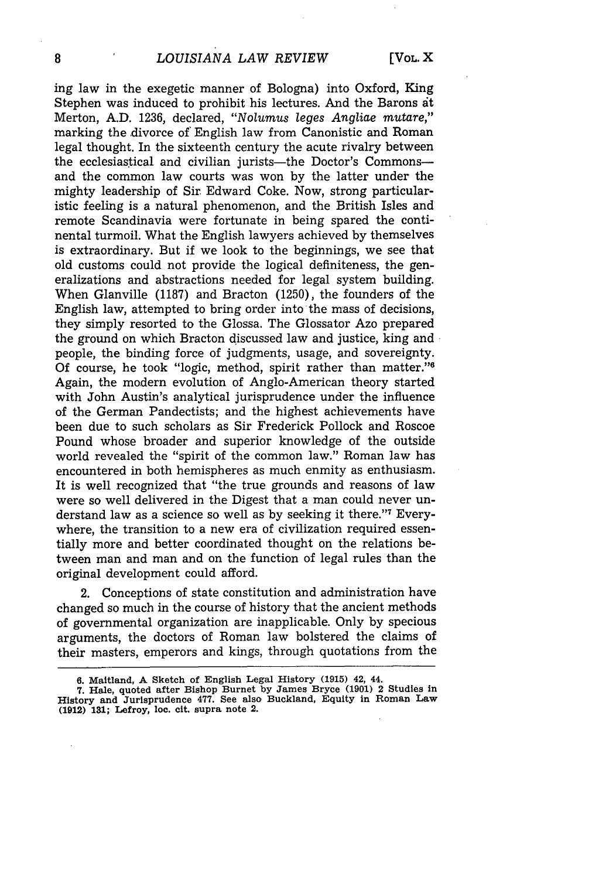ing law in the exegetic manner of Bologna) into Oxford, King Stephen was induced to prohibit his lectures. And the Barons at Merton, A.D. 1236, declared, "*Nolumus leges Angliae mutare*," marking the divorce of English law from Canonistic and Roman legal thought. In the sixteenth century the acute rivalry between the ecclesiastical and civilian jurists—the Doctor's Commons—and the common law courts was won by the latter under the mighty leadership of Sir Edward Coke. Now, strong particularistic feeling is a natural phenomenon, and the British Isles and remote Scandinavia were fortunate in being spared the continental turmoil. What the English lawyers achieved by themselves is extraordinary. But if we look to the beginnings, we see that old customs could not provide the logical definiteness, the generalizations and abstractions needed for legal system building. When Glanville (1187) and Bracton (1250), the founders of the English law, attempted to bring order into the mass of decisions, they simply resorted to the Glossa. The Glossator Azo prepared the ground on which Bracton discussed law and justice, king and people, the binding force of judgments, usage, and sovereignty. Of course, he took "logic, method, spirit rather than matter."[6] Again, the modern evolution of Anglo-American theory started with John Austin's analytical jurisprudence under the influence of the German Pandectists; and the highest achievements have been due to such scholars as Sir Frederick Pollock and Roscoe Pound whose broader and superior knowledge of the outside world revealed the "spirit of the common law." Roman law has encountered in both hemispheres as much enmity as enthusiasm. It is well recognized that "the true grounds and reasons of law were so well delivered in the Digest that a man could never understand law as a science so well as by seeking it there."[7] Everywhere, the transition to a new era of civilization required essentially more and better coordinated thought on the relations between man and man and on the function of legal rules than the original development could afford.

2. Conceptions of state constitution and administration have changed so much in the course of history that the ancient methods of governmental organization are inapplicable. Only by specious arguments, the doctors of Roman law bolstered the claims of their masters, emperors and kings, through quotations from the

---

6. Maitland, A Sketch of English Legal History (1915) 42, 44.

7. Hale, quoted after Bishop Burnet by James Bryce (1901) 2 Studies in History and Jurisprudence 477. See also Buckland, Equity in Roman Law (1912) 131; Lefroy, loc. cit. supra note 2.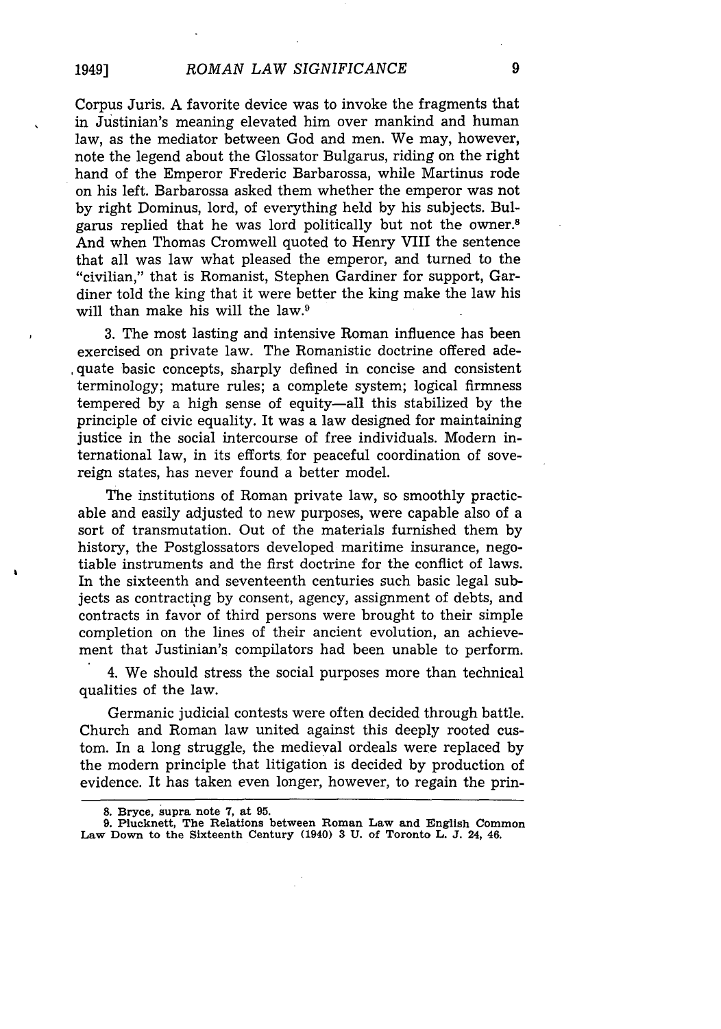Corpus Juris. A favorite device was to invoke the fragments that in Justinian's meaning elevated him over mankind and human law, as the mediator between God and men. We may, however, note the legend about the Glossator Bulgarus, riding on the right hand of the Emperor Frederic Barbarossa, while Martinus rode on his left. Barbarossa asked them whether the emperor was not by right Dominus, lord, of everything held by his subjects. Bulgarus replied that he was lord politically but not the owner.[8] And when Thomas Cromwell quoted to Henry VIII the sentence that all was law what pleased the emperor, and turned to the "civilian," that is Romanist, Stephen Gardiner for support, Gardiner told the king that it were better the king make the law his will than make his will the law.[9]

3. The most lasting and intensive Roman influence has been exercised on private law. The Romanistic doctrine offered adequate basic concepts, sharply defined in concise and consistent terminology; mature rules; a complete system; logical firmness tempered by a high sense of equity—all this stabilized by the principle of civic equality. It was a law designed for maintaining justice in the social intercourse of free individuals. Modern international law, in its efforts for peaceful coordination of sovereign states, has never found a better model.

The institutions of Roman private law, so smoothly practicable and easily adjusted to new purposes, were capable also of a sort of transmutation. Out of the materials furnished them by history, the Postglossators developed maritime insurance, negotiable instruments and the first doctrine for the conflict of laws. In the sixteenth and seventeenth centuries such basic legal subjects as contracting by consent, agency, assignment of debts, and contracts in favor of third persons were brought to their simple completion on the lines of their ancient evolution, an achievement that Justinian's compilers had been unable to perform.

4. We should stress the social purposes more than technical qualities of the law.

Germanic judicial contests were often decided through battle. Church and Roman law united against this deeply rooted custom. In a long struggle, the medieval ordeals were replaced by the modern principle that litigation is decided by production of evidence. It has taken even longer, however, to regain the prin-

---

8. Bryce, supra note 7, at 95.

9. Plucknett, The Relations between Roman Law and English Common Law Down to the Sixteenth Century (1940) 3 U. of Toronto L. J. 24, 46.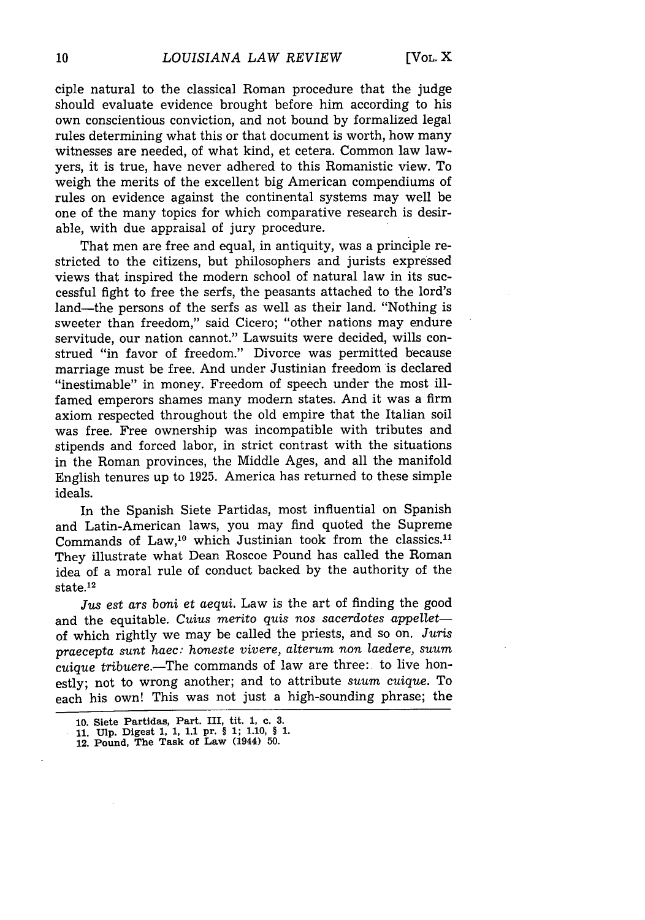ciple natural to the classical Roman procedure that the judge should evaluate evidence brought before him according to his own conscientious conviction, and not bound by formalized legal rules determining what this or that document is worth, how many witnesses are needed, of what kind, et cetera. Common law lawyers, it is true, have never adhered to this Romanistic view. To weigh the merits of the excellent big American compendiums of rules on evidence against the continental systems may well be one of the many topics for which comparative research is desirable, with due appraisal of jury procedure.

That men are free and equal, in antiquity, was a principle restricted to the citizens, but philosophers and jurists expressed views that inspired the modern school of natural law in its successful fight to free the serfs, the peasants attached to the lord's land—the persons of the serfs as well as their land. "Nothing is sweeter than freedom," said Cicero; "other nations may endure servitude, our nation cannot." Lawsuits were decided, wills construed "in favor of freedom." Divorce was permitted because marriage must be free. And under Justinian freedom is declared "inestimable" in money. Freedom of speech under the most ill-famed emperors shames many modern states. And it was a firm axiom respected throughout the old empire that the Italian soil was free. Free ownership was incompatible with tributes and stipends and forced labor, in strict contrast with the situations in the Roman provinces, the Middle Ages, and all the manifold English tenures up to 1925. America has returned to these simple ideals.

In the Spanish Siete Partidas, most influential on Spanish and Latin-American laws, you may find quoted the Supreme Commands of Law,[10] which Justinian took from the classics.[11] They illustrate what Dean Roscoe Pound has called the Roman idea of a moral rule of conduct backed by the authority of the state.[12]

*Jus est ars boni et aequi.* Law is the art of finding the good and the equitable. *Cuius merito quis nos sacerdotes appellet*—of which rightly we may be called the priests, and so on. *Juris praecepta sunt haec: honeste vivere, alterum non laedere, suum cuique tribuere.*—The commands of law are three: to live honestly; not to wrong another; and to attribute *suum cuique.* To each his own! This was not just a high-sounding phrase; the

---

10. Siete Partidas, Part. III, tit. 1, c. 3.
11. Ulp. Digest 1, 1, 1.1 pr. § 1; 1.10, § 1.
12. Pound, The Task of Law (1944) 50.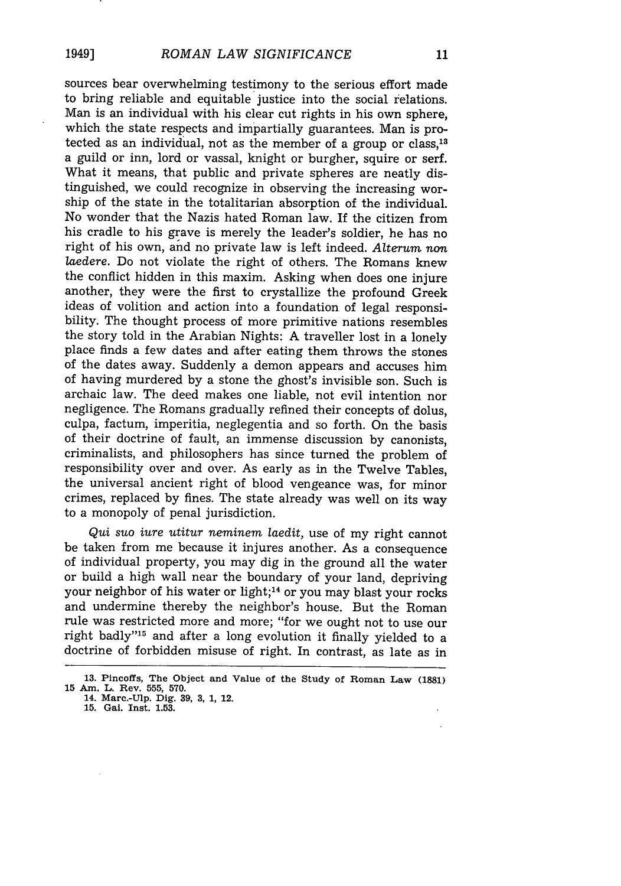sources bear overwhelming testimony to the serious effort made to bring reliable and equitable justice into the social relations. Man is an individual with his clear cut rights in his own sphere, which the state respects and impartially guarantees. Man is protected as an individual, not as the member of a group or class,[13] a guild or inn, lord or vassal, knight or burgher, squire or serf. What it means, that public and private spheres are neatly distinguished, we could recognize in observing the increasing worship of the state in the totalitarian absorption of the individual. No wonder that the Nazis hated Roman law. If the citizen from his cradle to his grave is merely the leader's soldier, he has no right of his own, and no private law is left indeed. *Alterum non laedere.* Do not violate the right of others. The Romans knew the conflict hidden in this maxim. Asking when does one injure another, they were the first to crystallize the profound Greek ideas of volition and action into a foundation of legal responsibility. The thought process of more primitive nations resembles the story told in the Arabian Nights: A traveller lost in a lonely place finds a few dates and after eating them throws the stones of the dates away. Suddenly a demon appears and accuses him of having murdered by a stone the ghost's invisible son. Such is archaic law. The deed makes one liable, not evil intention nor negligence. The Romans gradually refined their concepts of dolus, culpa, factum, imperitia, neglegentia and so forth. On the basis of their doctrine of fault, an immense discussion by canonists, criminalists, and philosophers has since turned the problem of responsibility over and over. As early as in the Twelve Tables, the universal ancient right of blood vengeance was, for minor crimes, replaced by fines. The state already was well on its way to a monopoly of penal jurisdiction.

*Qui suo iure utitur neminem laedit,* use of my right cannot be taken from me because it injures another. As a consequence of individual property, you may dig in the ground all the water or build a high wall near the boundary of your land, depriving your neighbor of his water or light;[14] or you may blast your rocks and undermine thereby the neighbor's house. But the Roman rule was restricted more and more; "for we ought not to use our right badly"[15] and after a long evolution it finally yielded to a doctrine of forbidden misuse of right. In contrast, as late as in

---

13. Pincoffs, The Object and Value of the Study of Roman Law (1881) 15 Am. L. Rev. 555, 570.

14. Marc.-Ulp. Dig. 39, 3, 1, 12.

15. Gai. Inst. 1.53.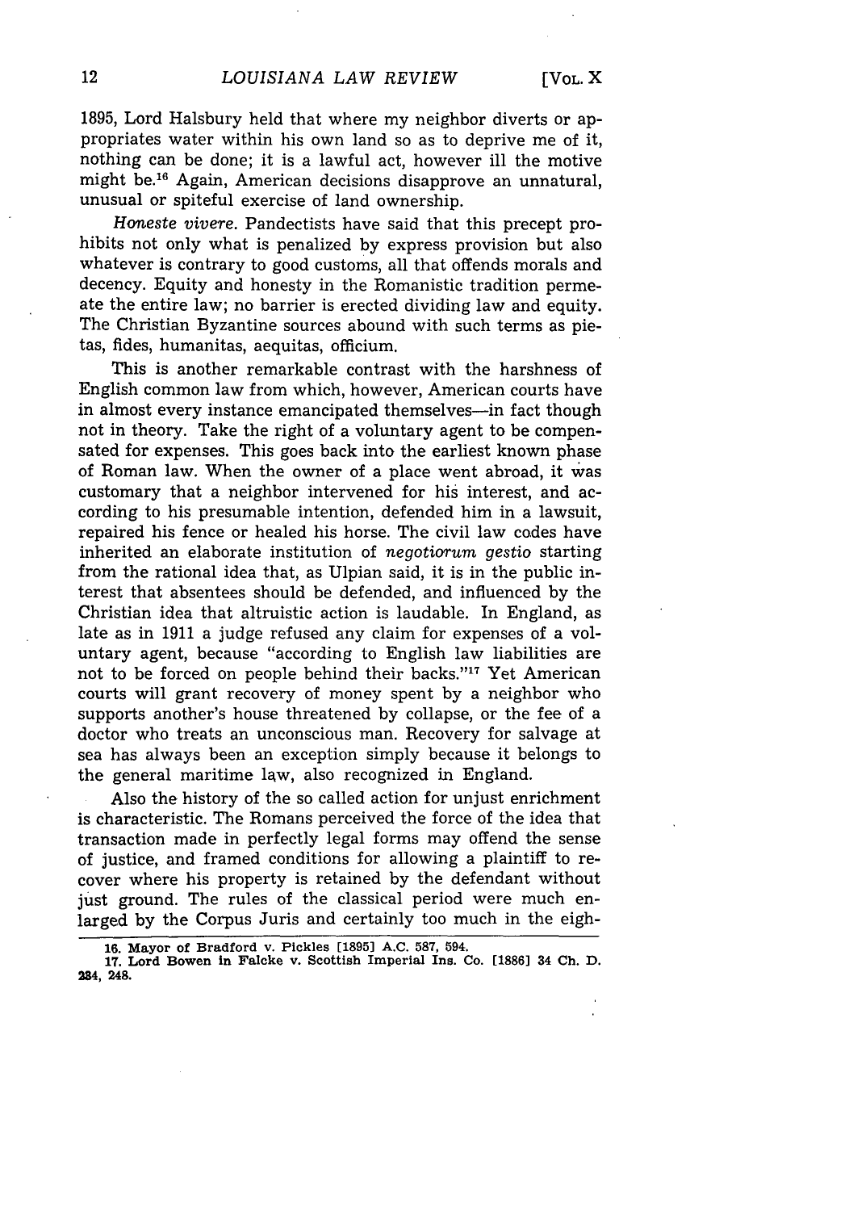1895, Lord Halsbury held that where my neighbor diverts or appropriates water within his own land so as to deprive me of it, nothing can be done; it is a lawful act, however ill the motive might be.[16] Again, American decisions disapprove an unnatural, unusual or spiteful exercise of land ownership.

*Honeste vivere.* Pandectists have said that this precept prohibits not only what is penalized by express provision but also whatever is contrary to good customs, all that offends morals and decency. Equity and honesty in the Romanistic tradition permeate the entire law; no barrier is erected dividing law and equity. The Christian Byzantine sources abound with such terms as pietas, fides, humanitas, aequitas, officium.

This is another remarkable contrast with the harshness of English common law from which, however, American courts have in almost every instance emancipated themselves—in fact though not in theory. Take the right of a voluntary agent to be compensated for expenses. This goes back into the earliest known phase of Roman law. When the owner of a place went abroad, it was customary that a neighbor intervened for his interest, and according to his presumable intention, defended him in a lawsuit, repaired his fence or healed his horse. The civil law codes have inherited an elaborate institution of *negotiorum gestio* starting from the rational idea that, as Ulpian said, it is in the public interest that absentees should be defended, and influenced by the Christian idea that altruistic action is laudable. In England, as late as in 1911 a judge refused any claim for expenses of a voluntary agent, because "according to English law liabilities are not to be forced on people behind their backs."[17] Yet American courts will grant recovery of money spent by a neighbor who supports another's house threatened by collapse, or the fee of a doctor who treats an unconscious man. Recovery for salvage at sea has always been an exception simply because it belongs to the general maritime law, also recognized in England.

Also the history of the so called action for unjust enrichment is characteristic. The Romans perceived the force of the idea that transaction made in perfectly legal forms may offend the sense of justice, and framed conditions for allowing a plaintiff to recover where his property is retained by the defendant without just ground. The rules of the classical period were much enlarged by the Corpus Juris and certainly too much in the eigh-

16. Mayor of Bradford v. Pickles [1895] A.C. 587, 594.

17. Lord Bowen in Falcke v. Scottish Imperial Ins. Co. [1886] 34 Ch. D. 234, 248.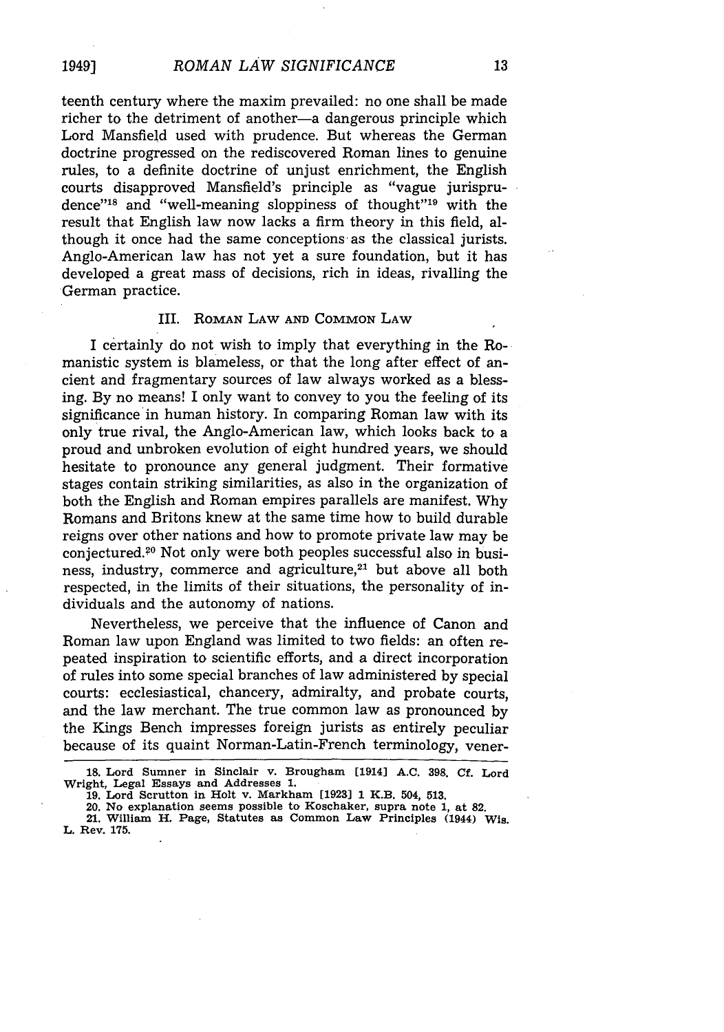teenth century where the maxim prevailed: no one shall be made richer to the detriment of another—a dangerous principle which Lord Mansfield used with prudence. But whereas the German doctrine progressed on the rediscovered Roman lines to genuine rules, to a definite doctrine of unjust enrichment, the English courts disapproved Mansfield's principle as "vague jurisprudence"[18] and "well-meaning sloppiness of thought"[19] with the result that English law now lacks a firm theory in this field, although it once had the same conceptions as the classical jurists. Anglo-American law has not yet a sure foundation, but it has developed a great mass of decisions, rich in ideas, rivalling the German practice.

## III. Roman Law and Common Law

I certainly do not wish to imply that everything in the Romanistic system is blameless, or that the long after effect of ancient and fragmentary sources of law always worked as a blessing. By no means! I only want to convey to you the feeling of its significance in human history. In comparing Roman law with its only true rival, the Anglo-American law, which looks back to a proud and unbroken evolution of eight hundred years, we should hesitate to pronounce any general judgment. Their formative stages contain striking similarities, as also in the organization of both the English and Roman empires parallels are manifest. Why Romans and Britons knew at the same time how to build durable reigns over other nations and how to promote private law may be conjectured.[20] Not only were both peoples successful also in business, industry, commerce and agriculture,[21] but above all both respected, in the limits of their situations, the personality of individuals and the autonomy of nations.

Nevertheless, we perceive that the influence of Canon and Roman law upon England was limited to two fields: an often repeated inspiration to scientific efforts, and a direct incorporation of rules into some special branches of law administered by special courts: ecclesiastical, chancery, admiralty, and probate courts, and the law merchant. The true common law as pronounced by the Kings Bench impresses foreign jurists as entirely peculiar because of its quaint Norman-Latin-French terminology, vener-

---

18. Lord Sumner in Sinclair v. Brougham [1914] A.C. 398. Cf. Lord Wright, Legal Essays and Addresses 1.

19. Lord Scrutton in Holt v. Markham [1923] 1 K.B. 504, 513.

20. No explanation seems possible to Koschaker, supra note 1, at 82.

21. William H. Page, Statutes as Common Law Principles (1944) Wis. L. Rev. 175.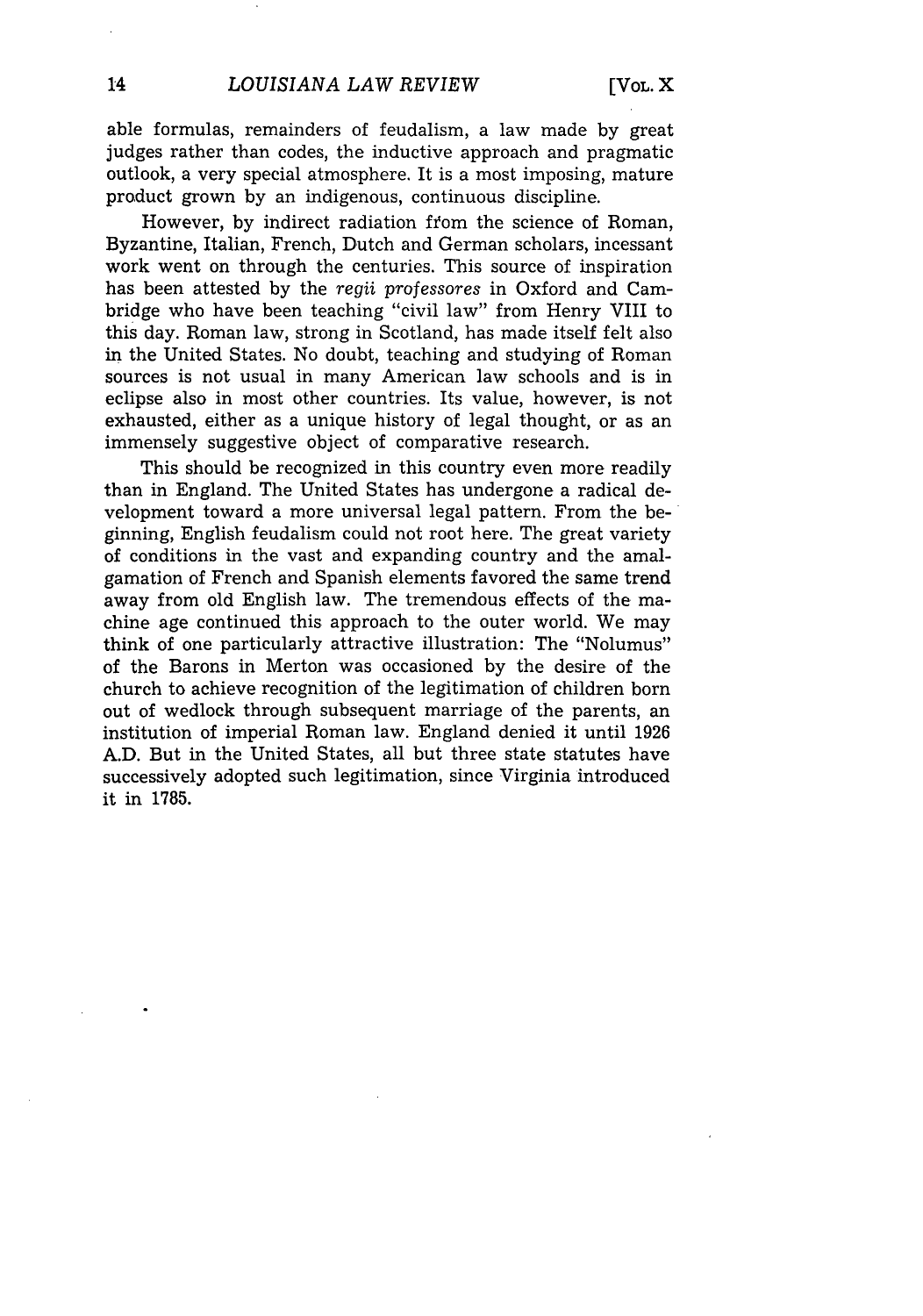able formulas, remainders of feudalism, a law made by great judges rather than codes, the inductive approach and pragmatic outlook, a very special atmosphere. It is a most imposing, mature product grown by an indigenous, continuous discipline.

However, by indirect radiation from the science of Roman, Byzantine, Italian, French, Dutch and German scholars, incessant work went on through the centuries. This source of inspiration has been attested by the *regii professores* in Oxford and Cambridge who have been teaching "civil law" from Henry VIII to this day. Roman law, strong in Scotland, has made itself felt also in the United States. No doubt, teaching and studying of Roman sources is not usual in many American law schools and is in eclipse also in most other countries. Its value, however, is not exhausted, either as a unique history of legal thought, or as an immensely suggestive object of comparative research.

This should be recognized in this country even more readily than in England. The United States has undergone a radical development toward a more universal legal pattern. From the beginning, English feudalism could not root here. The great variety of conditions in the vast and expanding country and the amalgamation of French and Spanish elements favored the same trend away from old English law. The tremendous effects of the machine age continued this approach to the outer world. We may think of one particularly attractive illustration: The "Nolumus" of the Barons in Merton was occasioned by the desire of the church to achieve recognition of the legitimation of children born out of wedlock through subsequent marriage of the parents, an institution of imperial Roman law. England denied it until 1926 A.D. But in the United States, all but three state statutes have successively adopted such legitimation, since Virginia introduced it in 1785.